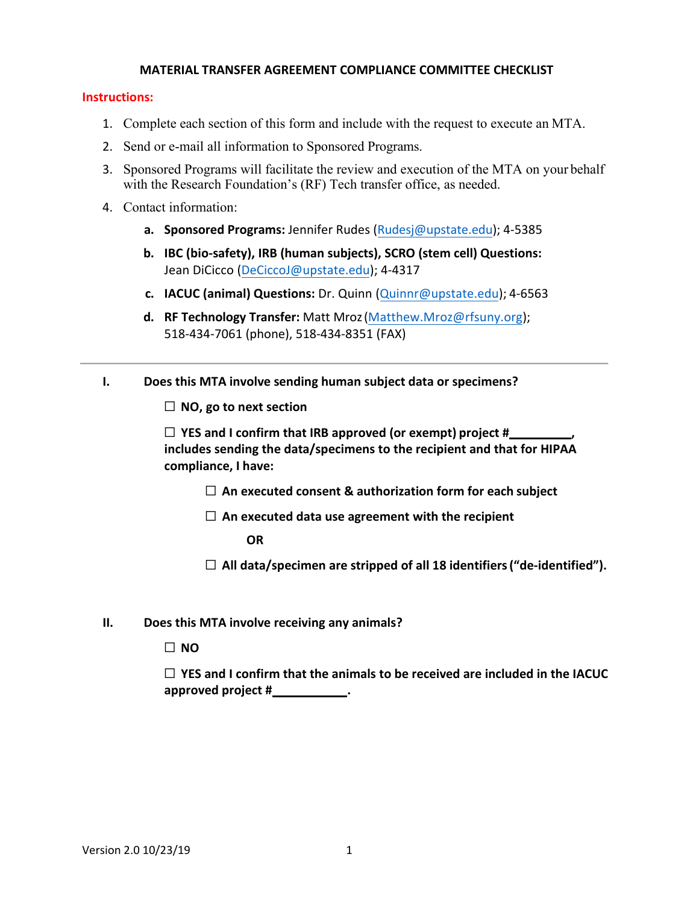# MATERIAL TRANSFER AGREEMENT COMPLIANCE COMMITTEE CHECKLIST

**Instructions:**

1. Complete each section of this form and include with the request to execute an MTA.
2. Send or e-mail all information to Sponsored Programs.
3. Sponsored Programs will facilitate the review and execution of the MTA on your behalf with the Research Foundation's (RF) Tech transfer office, as needed.
4. Contact information:
   a. **Sponsored Programs:** Jennifer Rudes (Rudesj@upstate.edu); 4-5385
   b. **IBC (bio-safety), IRB (human subjects), SCRO (stem cell) Questions:** Jean DiCicco (DeCiccoJ@upstate.edu); 4-4317
   c. **IACUC (animal) Questions:** Dr. Quinn (Quinnr@upstate.edu); 4-6563
   d. **RF Technology Transfer:** Matt Mroz (Matthew.Mroz@rfsuny.org); 518-434-7061 (phone), 518-434-8351 (FAX)

---

**I. Does this MTA involve sending human subject data or specimens?**

☐ **NO, go to next section**

☐ **YES and I confirm that IRB approved (or exempt) project #\_\_\_\_\_\_\_\_\_\_, includes sending the data/specimens to the recipient and that for HIPAA compliance, I have:**

- ☐ **An executed consent & authorization form for each subject**
- ☐ **An executed data use agreement with the recipient**

  **OR**

- ☐ **All data/specimen are stripped of all 18 identifiers ("de-identified").**

**II. Does this MTA involve receiving any animals?**

☐ **NO**

☐ **YES and I confirm that the animals to be received are included in the IACUC approved project #\_\_\_\_\_\_\_\_\_\_\_\_.**

Version 2.0 10/23/19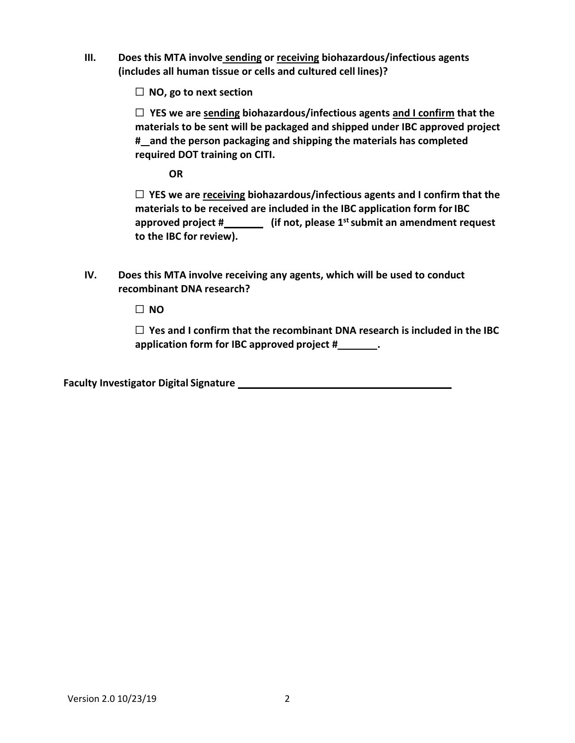**III. Does this MTA involve sending or receiving biohazardous/infectious agents (includes all human tissue or cells and cultured cell lines)?**

☐ **NO, go to next section**

☐ **YES we are sending biohazardous/infectious agents and I confirm that the materials to be sent will be packaged and shipped under IBC approved project #\_\_ and the person packaging and shipping the materials has completed required DOT training on CITI.**

**OR**

☐ **YES we are receiving biohazardous/infectious agents and I confirm that the materials to be received are included in the IBC application form for IBC approved project #\_\_\_\_\_\_\_ (if not, please 1st submit an amendment request to the IBC for review).**

**IV. Does this MTA involve receiving any agents, which will be used to conduct recombinant DNA research?**

☐ **NO**

☐ **Yes and I confirm that the recombinant DNA research is included in the IBC application form for IBC approved project #\_\_\_\_\_\_\_.**

**Faculty Investigator Digital Signature \_\_\_\_\_\_\_\_\_\_\_\_\_\_\_\_\_\_\_\_\_\_\_\_\_\_\_\_\_\_\_\_\_\_\_\_\_\_**

Version 2.0 10/23/19